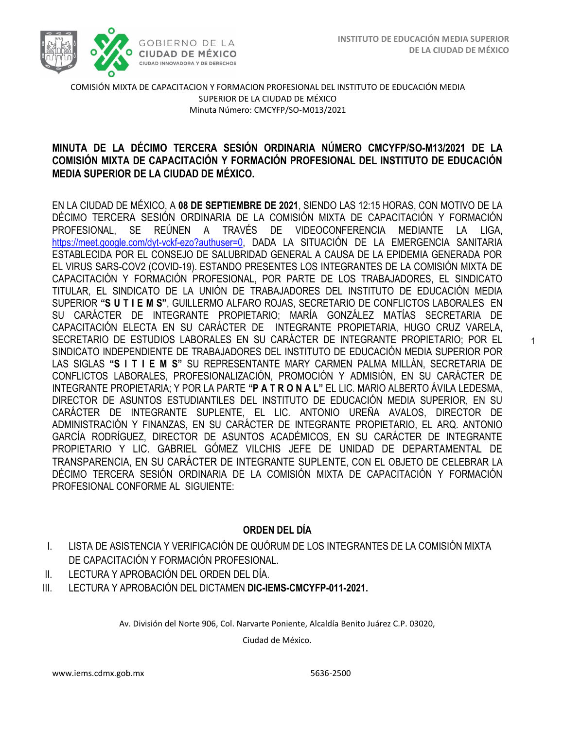COMISIÓN MIXTA DE CAPACITACION Y FORMACION PROFESIONAL DEL INSTITUTO DE EDUCACIÓN MEDIA SUPERIOR DE LA CIUDAD DE MÉXICO
Minuta Número: CMCYFP/SO-M013/2021

**MINUTA DE LA DÉCIMO TERCERA SESIÓN ORDINARIA NÚMERO CMCYFP/SO-M13/2021 DE LA COMISIÓN MIXTA DE CAPACITACIÓN Y FORMACIÓN PROFESIONAL DEL INSTITUTO DE EDUCACIÓN MEDIA SUPERIOR DE LA CIUDAD DE MÉXICO.**

EN LA CIUDAD DE MÉXICO, A **08 DE SEPTIEMBRE DE 2021**, SIENDO LAS 12:15 HORAS, CON MOTIVO DE LA DÉCIMO TERCERA SESIÓN ORDINARIA DE LA COMISIÓN MIXTA DE CAPACITACIÓN Y FORMACIÓN PROFESIONAL, SE REÚNEN A TRAVÉS DE VIDEOCONFERENCIA MEDIANTE LA LIGA, https://meet.google.com/dyt-vckf-ezo?authuser=0, DADA LA SITUACIÓN DE LA EMERGENCIA SANITARIA ESTABLECIDA POR EL CONSEJO DE SALUBRIDAD GENERAL A CAUSA DE LA EPIDEMIA GENERADA POR EL VIRUS SARS-COV2 (COVID-19). ESTANDO PRESENTES LOS INTEGRANTES DE LA COMISIÓN MIXTA DE CAPACITACIÓN Y FORMACIÓN PROFESIONAL, POR PARTE DE LOS TRABAJADORES, EL SINDICATO TITULAR, EL SINDICATO DE LA UNIÓN DE TRABAJADORES DEL INSTITUTO DE EDUCACIÓN MEDIA SUPERIOR **"S U T I E M S"**, GUILLERMO ALFARO ROJAS, SECRETARIO DE CONFLICTOS LABORALES EN SU CARÁCTER DE INTEGRANTE PROPIETARIO; MARÍA GONZÁLEZ MATÍAS SECRETARIA DE CAPACITACIÓN ELECTA EN SU CARÁCTER DE INTEGRANTE PROPIETARIA, HUGO CRUZ VARELA, SECRETARIO DE ESTUDIOS LABORALES EN SU CARÁCTER DE INTEGRANTE PROPIETARIO; POR EL SINDICATO INDEPENDIENTE DE TRABAJADORES DEL INSTITUTO DE EDUCACIÓN MEDIA SUPERIOR POR LAS SIGLAS **"S I T I E M S"** SU REPRESENTANTE MARY CARMEN PALMA MILLÁN, SECRETARIA DE CONFLICTOS LABORALES, PROFESIONALIZACIÓN, PROMOCIÓN Y ADMISIÓN, EN SU CARÁCTER DE INTEGRANTE PROPIETARIA; Y POR LA PARTE **"P A T R O N A L"** EL LIC. MARIO ALBERTO ÁVILA LEDESMA, DIRECTOR DE ASUNTOS ESTUDIANTILES DEL INSTITUTO DE EDUCACIÓN MEDIA SUPERIOR, EN SU CARÁCTER DE INTEGRANTE SUPLENTE, EL LIC. ANTONIO UREÑA AVALOS, DIRECTOR DE ADMINISTRACIÓN Y FINANZAS, EN SU CARÁCTER DE INTEGRANTE PROPIETARIO, EL ARQ. ANTONIO GARCÍA RODRÍGUEZ, DIRECTOR DE ASUNTOS ACADÉMICOS, EN SU CARÁCTER DE INTEGRANTE PROPIETARIO Y LIC. GABRIEL GÓMEZ VILCHIS JEFE DE UNIDAD DE DEPARTAMENTAL DE TRANSPARENCIA, EN SU CARÁCTER DE INTEGRANTE SUPLENTE, CON EL OBJETO DE CELEBRAR LA DÉCIMO TERCERA SESIÓN ORDINARIA DE LA COMISIÓN MIXTA DE CAPACITACIÓN Y FORMACIÓN PROFESIONAL CONFORME AL SIGUIENTE:

**ORDEN DEL DÍA**

I. LISTA DE ASISTENCIA Y VERIFICACIÓN DE QUÓRUM DE LOS INTEGRANTES DE LA COMISIÓN MIXTA DE CAPACITACIÓN Y FORMACIÓN PROFESIONAL.
II. LECTURA Y APROBACIÓN DEL ORDEN DEL DÍA.
III. LECTURA Y APROBACIÓN DEL DICTAMEN **DIC-IEMS-CMCYFP-011-2021.**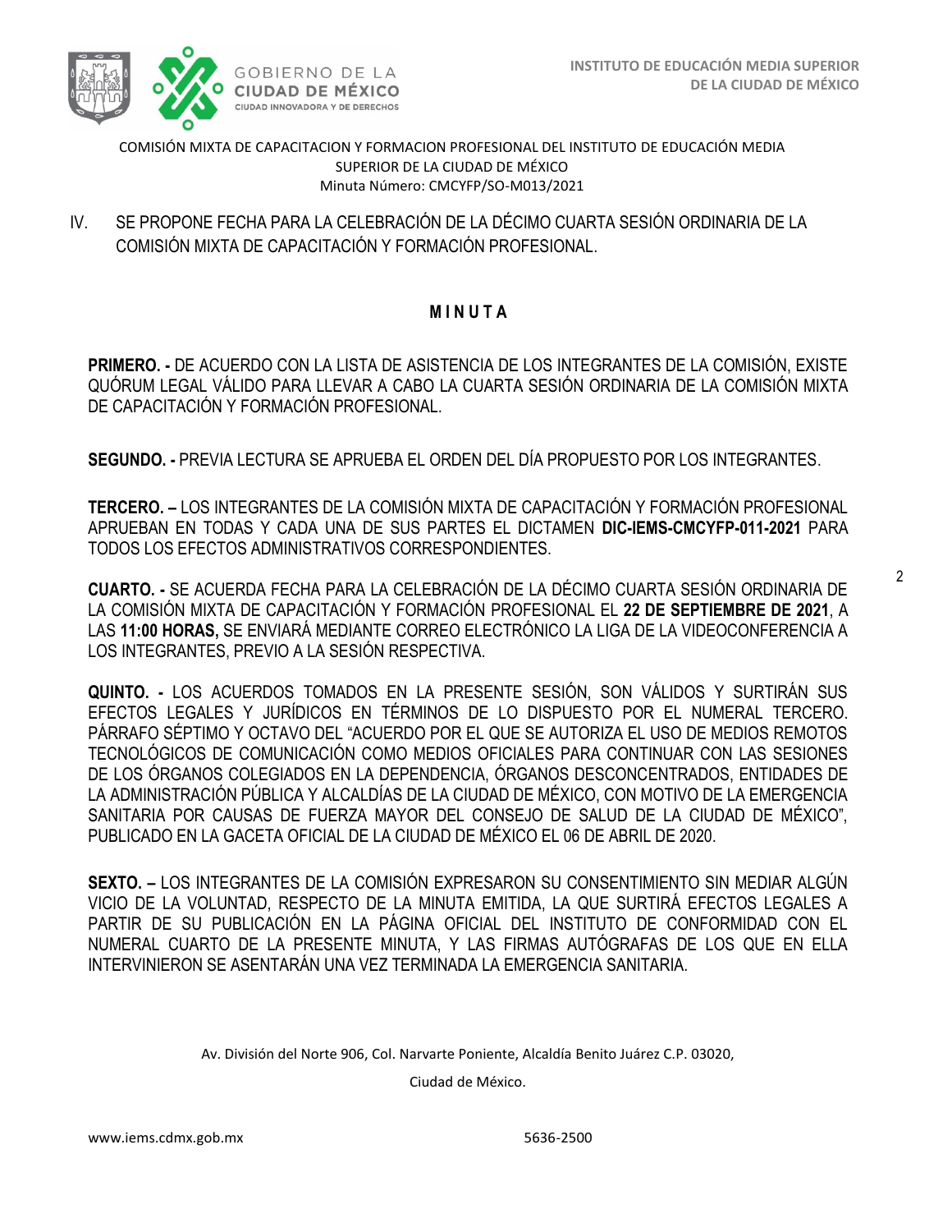COMISIÓN MIXTA DE CAPACITACION Y FORMACION PROFESIONAL DEL INSTITUTO DE EDUCACIÓN MEDIA SUPERIOR DE LA CIUDAD DE MÉXICO
Minuta Número: CMCYFP/SO-M013/2021

IV. SE PROPONE FECHA PARA LA CELEBRACIÓN DE LA DÉCIMO CUARTA SESIÓN ORDINARIA DE LA COMISIÓN MIXTA DE CAPACITACIÓN Y FORMACIÓN PROFESIONAL.

## M I N U T A

**PRIMERO. -** DE ACUERDO CON LA LISTA DE ASISTENCIA DE LOS INTEGRANTES DE LA COMISIÓN, EXISTE QUÓRUM LEGAL VÁLIDO PARA LLEVAR A CABO LA CUARTA SESIÓN ORDINARIA DE LA COMISIÓN MIXTA DE CAPACITACIÓN Y FORMACIÓN PROFESIONAL.

**SEGUNDO. -** PREVIA LECTURA SE APRUEBA EL ORDEN DEL DÍA PROPUESTO POR LOS INTEGRANTES.

**TERCERO. –** LOS INTEGRANTES DE LA COMISIÓN MIXTA DE CAPACITACIÓN Y FORMACIÓN PROFESIONAL APRUEBAN EN TODAS Y CADA UNA DE SUS PARTES EL DICTAMEN **DIC-IEMS-CMCYFP-011-2021** PARA TODOS LOS EFECTOS ADMINISTRATIVOS CORRESPONDIENTES.

**CUARTO. -** SE ACUERDA FECHA PARA LA CELEBRACIÓN DE LA DÉCIMO CUARTA SESIÓN ORDINARIA DE LA COMISIÓN MIXTA DE CAPACITACIÓN Y FORMACIÓN PROFESIONAL EL **22 DE SEPTIEMBRE DE 2021**, A LAS **11:00 HORAS,** SE ENVIARÁ MEDIANTE CORREO ELECTRÓNICO LA LIGA DE LA VIDEOCONFERENCIA A LOS INTEGRANTES, PREVIO A LA SESIÓN RESPECTIVA.

**QUINTO. -** LOS ACUERDOS TOMADOS EN LA PRESENTE SESIÓN, SON VÁLIDOS Y SURTIRÁN SUS EFECTOS LEGALES Y JURÍDICOS EN TÉRMINOS DE LO DISPUESTO POR EL NUMERAL TERCERO. PÁRRAFO SÉPTIMO Y OCTAVO DEL "ACUERDO POR EL QUE SE AUTORIZA EL USO DE MEDIOS REMOTOS TECNOLÓGICOS DE COMUNICACIÓN COMO MEDIOS OFICIALES PARA CONTINUAR CON LAS SESIONES DE LOS ÓRGANOS COLEGIADOS EN LA DEPENDENCIA, ÓRGANOS DESCONCENTRADOS, ENTIDADES DE LA ADMINISTRACIÓN PÚBLICA Y ALCALDÍAS DE LA CIUDAD DE MÉXICO, CON MOTIVO DE LA EMERGENCIA SANITARIA POR CAUSAS DE FUERZA MAYOR DEL CONSEJO DE SALUD DE LA CIUDAD DE MÉXICO", PUBLICADO EN LA GACETA OFICIAL DE LA CIUDAD DE MÉXICO EL 06 DE ABRIL DE 2020.

**SEXTO. –** LOS INTEGRANTES DE LA COMISIÓN EXPRESARON SU CONSENTIMIENTO SIN MEDIAR ALGÚN VICIO DE LA VOLUNTAD, RESPECTO DE LA MINUTA EMITIDA, LA QUE SURTIRÁ EFECTOS LEGALES A PARTIR DE SU PUBLICACIÓN EN LA PÁGINA OFICIAL DEL INSTITUTO DE CONFORMIDAD CON EL NUMERAL CUARTO DE LA PRESENTE MINUTA, Y LAS FIRMAS AUTÓGRAFAS DE LOS QUE EN ELLA INTERVINIERON SE ASENTARÁN UNA VEZ TERMINADA LA EMERGENCIA SANITARIA.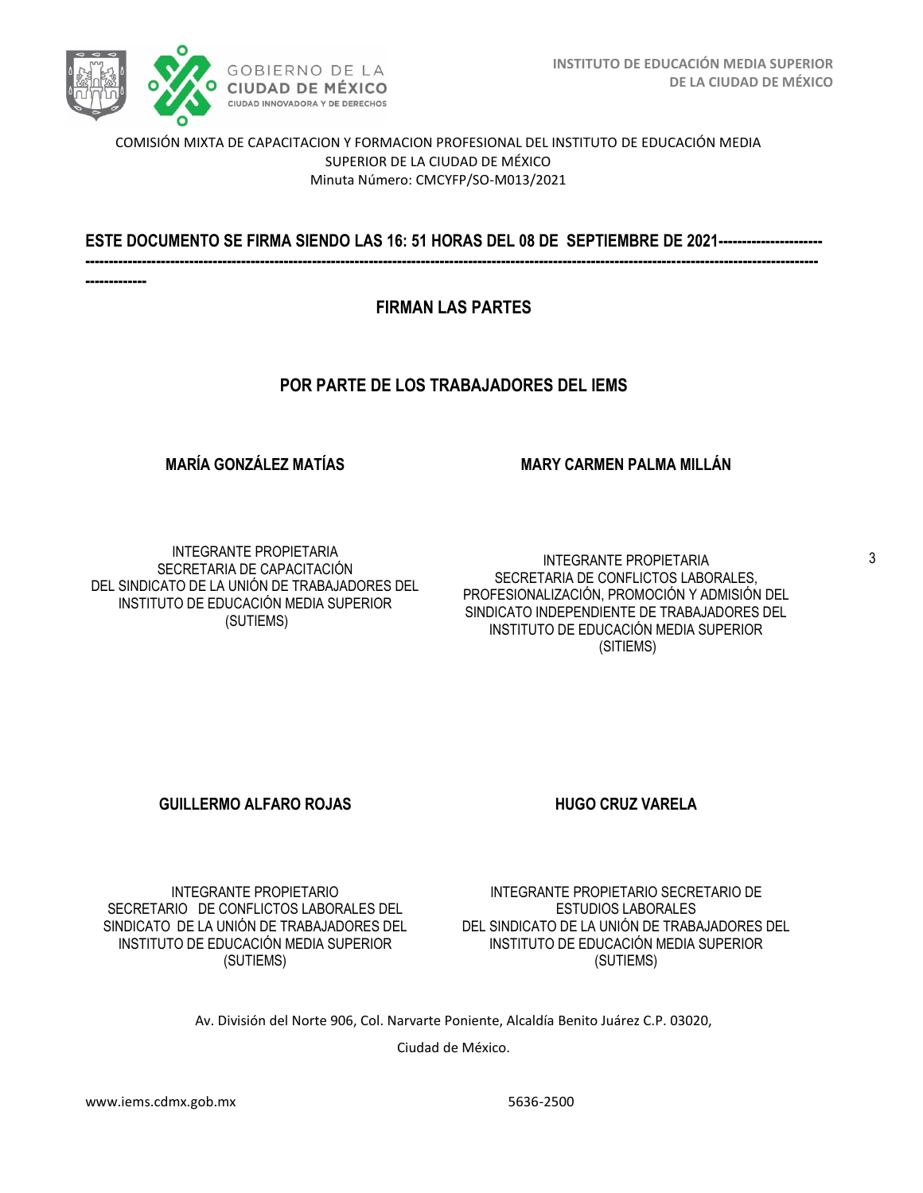COMISIÓN MIXTA DE CAPACITACION Y FORMACION PROFESIONAL DEL INSTITUTO DE EDUCACIÓN MEDIA SUPERIOR DE LA CIUDAD DE MÉXICO
Minuta Número: CMCYFP/SO-M013/2021

**ESTE DOCUMENTO SE FIRMA SIENDO LAS 16: 51 HORAS DEL 08 DE SEPTIEMBRE DE 2021------------------------------------------------------------------------------------------------------------------------------------------------------------------------------------------------**

## FIRMAN LAS PARTES

## POR PARTE DE LOS TRABAJADORES DEL IEMS

**MARÍA GONZÁLEZ MATÍAS**

INTEGRANTE PROPIETARIA
SECRETARIA DE CAPACITACIÓN
DEL SINDICATO DE LA UNIÓN DE TRABAJADORES DEL INSTITUTO DE EDUCACIÓN MEDIA SUPERIOR
(SUTIEMS)

**MARY CARMEN PALMA MILLÁN**

INTEGRANTE PROPIETARIA
SECRETARIA DE CONFLICTOS LABORALES, PROFESIONALIZACIÓN, PROMOCIÓN Y ADMISIÓN DEL SINDICATO INDEPENDIENTE DE TRABAJADORES DEL INSTITUTO DE EDUCACIÓN MEDIA SUPERIOR
(SITIEMS)

**GUILLERMO ALFARO ROJAS**

INTEGRANTE PROPIETARIO
SECRETARIO DE CONFLICTOS LABORALES DEL SINDICATO DE LA UNIÓN DE TRABAJADORES DEL INSTITUTO DE EDUCACIÓN MEDIA SUPERIOR
(SUTIEMS)

**HUGO CRUZ VARELA**

INTEGRANTE PROPIETARIO SECRETARIO DE ESTUDIOS LABORALES
DEL SINDICATO DE LA UNIÓN DE TRABAJADORES DEL INSTITUTO DE EDUCACIÓN MEDIA SUPERIOR
(SUTIEMS)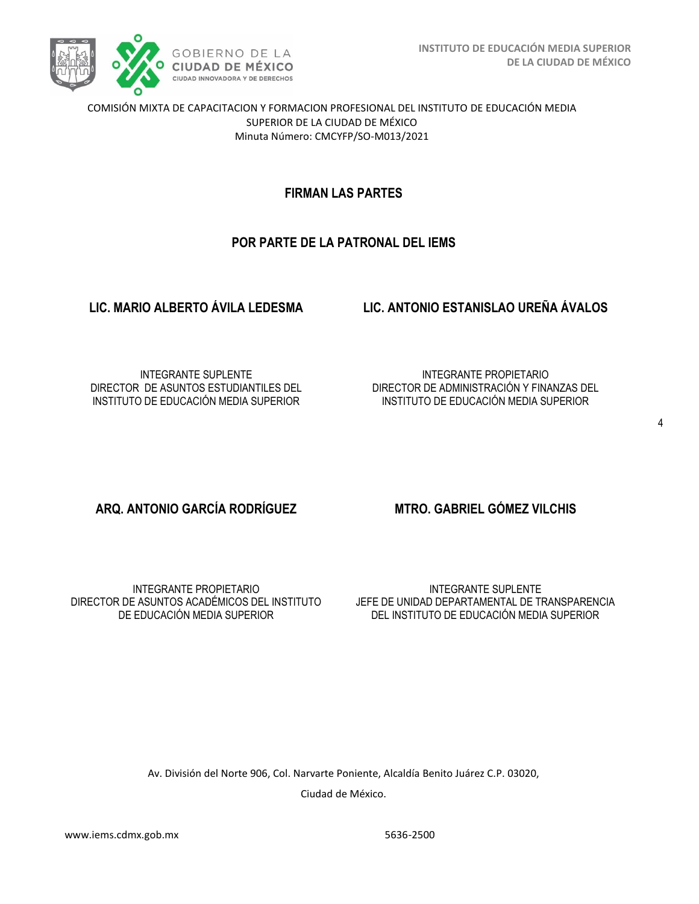COMISIÓN MIXTA DE CAPACITACION Y FORMACION PROFESIONAL DEL INSTITUTO DE EDUCACIÓN MEDIA SUPERIOR DE LA CIUDAD DE MÉXICO
Minuta Número: CMCYFP/SO-M013/2021

## FIRMAN LAS PARTES

## POR PARTE DE LA PATRONAL DEL IEMS

**LIC. MARIO ALBERTO ÁVILA LEDESMA**

INTEGRANTE SUPLENTE
DIRECTOR DE ASUNTOS ESTUDIANTILES DEL INSTITUTO DE EDUCACIÓN MEDIA SUPERIOR

**LIC. ANTONIO ESTANISLAO UREÑA ÁVALOS**

INTEGRANTE PROPIETARIO
DIRECTOR DE ADMINISTRACIÓN Y FINANZAS DEL INSTITUTO DE EDUCACIÓN MEDIA SUPERIOR

**ARQ. ANTONIO GARCÍA RODRÍGUEZ**

INTEGRANTE PROPIETARIO
DIRECTOR DE ASUNTOS ACADÉMICOS DEL INSTITUTO DE EDUCACIÓN MEDIA SUPERIOR

**MTRO. GABRIEL GÓMEZ VILCHIS**

INTEGRANTE SUPLENTE
JEFE DE UNIDAD DEPARTAMENTAL DE TRANSPARENCIA DEL INSTITUTO DE EDUCACIÓN MEDIA SUPERIOR